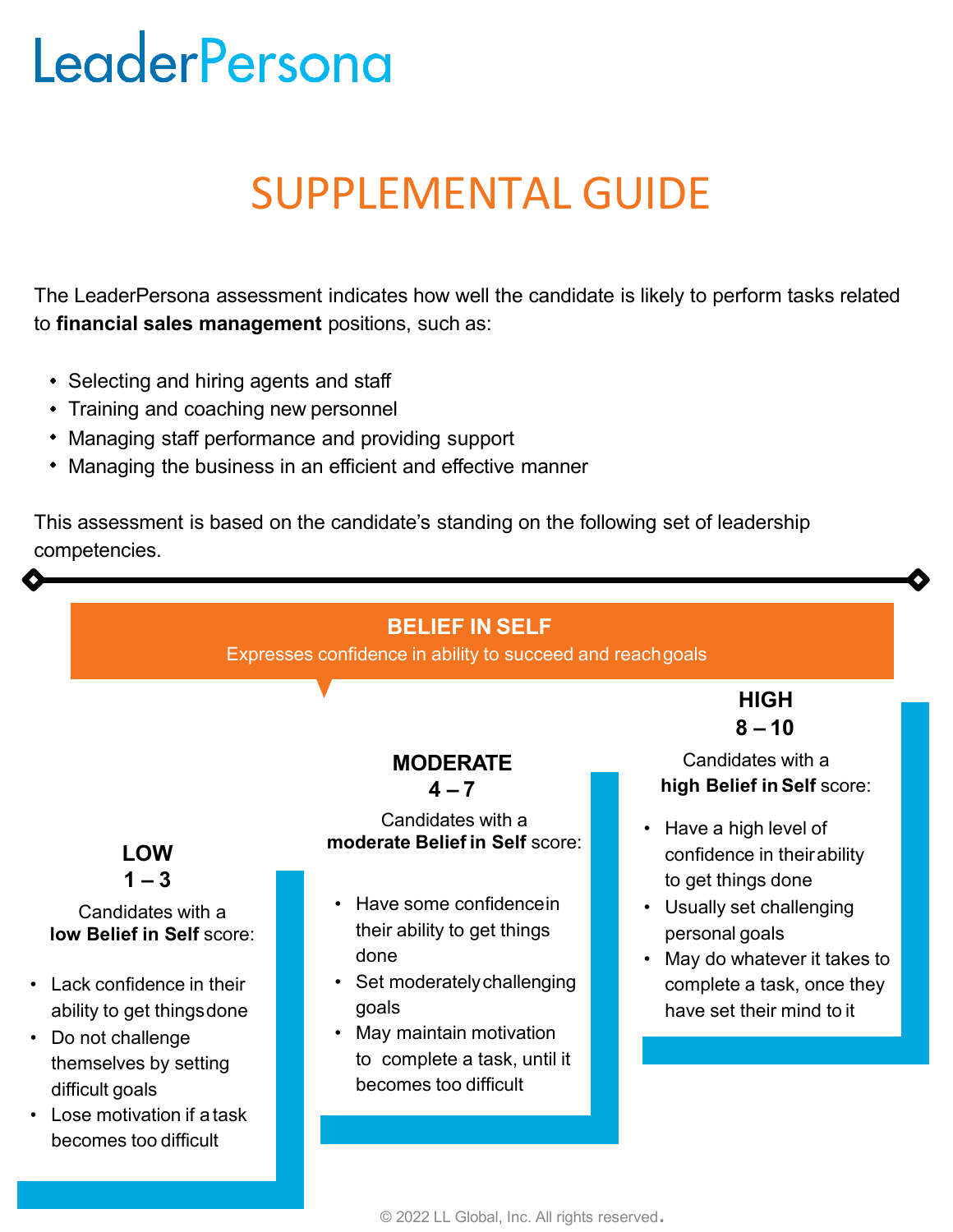# LeaderPersona

## SUPPLEMENTAL GUIDE

The LeaderPersona assessment indicates how well the candidate is likely to perform tasks related to **financial sales management** positions, such as:

- Selecting and hiring agents and staff
- Training and coaching new personnel
- Managing staff performance and providing support
- Managing the business in an efficient and effective manner

This assessment is based on the candidate's standing on the following set of leadership competencies.

### BELIEF IN SELF

Expresses confidence in ability to succeed and reach goals

**LOW**
**1 – 3**

Candidates with a **low Belief in Self** score:

- Lack confidence in their ability to get things done
- Do not challenge themselves by setting difficult goals
- Lose motivation if a task becomes too difficult

**MODERATE**
**4 – 7**

Candidates with a **moderate Belief in Self** score:

- Have some confidence in their ability to get things done
- Set moderately challenging goals
- May maintain motivation to complete a task, until it becomes too difficult

**HIGH**
**8 – 10**

Candidates with a **high Belief in Self** score:

- Have a high level of confidence in their ability to get things done
- Usually set challenging personal goals
- May do whatever it takes to complete a task, once they have set their mind to it

© 2022 LL Global, Inc. All rights reserved.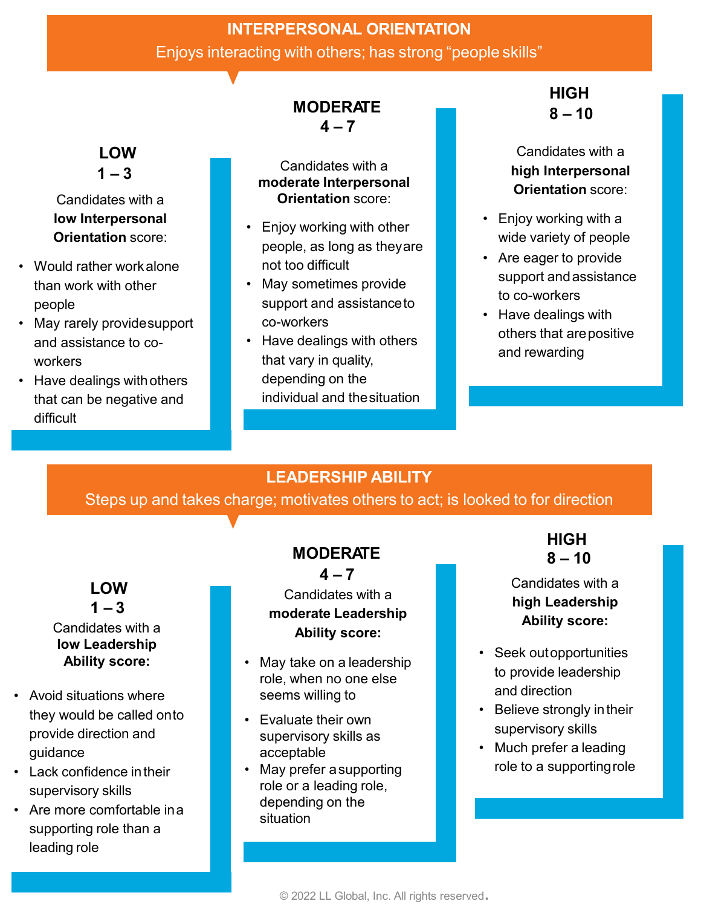## INTERPERSONAL ORIENTATION

Enjoys interacting with others; has strong "people skills"

### LOW 1 – 3

Candidates with a **low Interpersonal Orientation** score:

- Would rather work alone than work with other people
- May rarely provide support and assistance to co-workers
- Have dealings with others that can be negative and difficult

### MODERATE 4 – 7

Candidates with a **moderate Interpersonal Orientation** score:

- Enjoy working with other people, as long as they are not too difficult
- May sometimes provide support and assistance to co-workers
- Have dealings with others that vary in quality, depending on the individual and the situation

### HIGH 8 – 10

Candidates with a **high Interpersonal Orientation** score:

- Enjoy working with a wide variety of people
- Are eager to provide support and assistance to co-workers
- Have dealings with others that are positive and rewarding

## LEADERSHIP ABILITY

Steps up and takes charge; motivates others to act; is looked to for direction

### LOW 1 – 3

Candidates with a **low Leadership Ability score:**

- Avoid situations where they would be called on to provide direction and guidance
- Lack confidence in their supervisory skills
- Are more comfortable in a supporting role than a leading role

### MODERATE 4 – 7

Candidates with a **moderate Leadership Ability score:**

- May take on a leadership role, when no one else seems willing to
- Evaluate their own supervisory skills as acceptable
- May prefer a supporting role or a leading role, depending on the situation

### HIGH 8 – 10

Candidates with a **high Leadership Ability score:**

- Seek out opportunities to provide leadership and direction
- Believe strongly in their supervisory skills
- Much prefer a leading role to a supporting role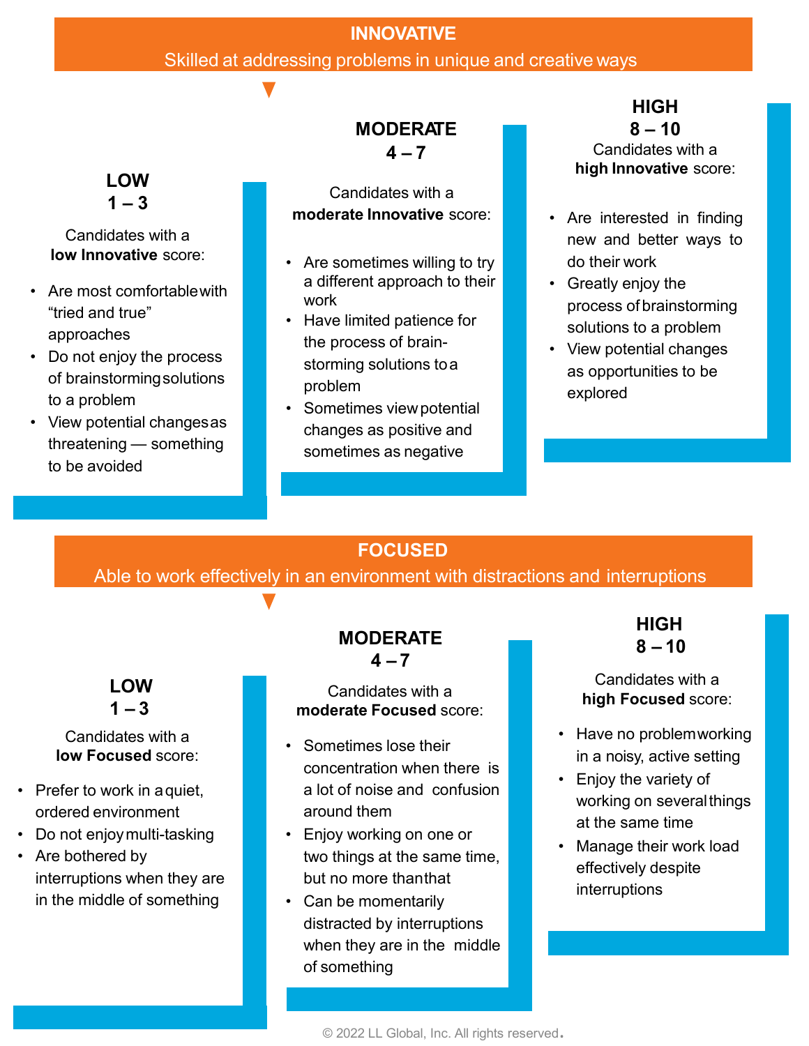## INNOVATIVE

Skilled at addressing problems in unique and creative ways

### LOW
### 1 – 3

Candidates with a **low Innovative** score:

- Are most comfortable with “tried and true” approaches
- Do not enjoy the process of brainstorming solutions to a problem
- View potential changes as threatening — something to be avoided

### MODERATE
### 4 – 7

Candidates with a **moderate Innovative** score:

- Are sometimes willing to try a different approach to their work
- Have limited patience for the process of brain-storming solutions to a problem
- Sometimes view potential changes as positive and sometimes as negative

### HIGH
### 8 – 10

Candidates with a **high Innovative** score:

- Are interested in finding new and better ways to do their work
- Greatly enjoy the process of brainstorming solutions to a problem
- View potential changes as opportunities to be explored

## FOCUSED

Able to work effectively in an environment with distractions and interruptions

### LOW
### 1 – 3

Candidates with a **low Focused** score:

- Prefer to work in a quiet, ordered environment
- Do not enjoy multi-tasking
- Are bothered by interruptions when they are in the middle of something

### MODERATE
### 4 – 7

Candidates with a **moderate Focused** score:

- Sometimes lose their concentration when there is a lot of noise and confusion around them
- Enjoy working on one or two things at the same time, but no more than that
- Can be momentarily distracted by interruptions when they are in the middle of something

### HIGH
### 8 – 10

Candidates with a **high Focused** score:

- Have no problem working in a noisy, active setting
- Enjoy the variety of working on several things at the same time
- Manage their work load effectively despite interruptions

© 2022 LL Global, Inc. All rights reserved.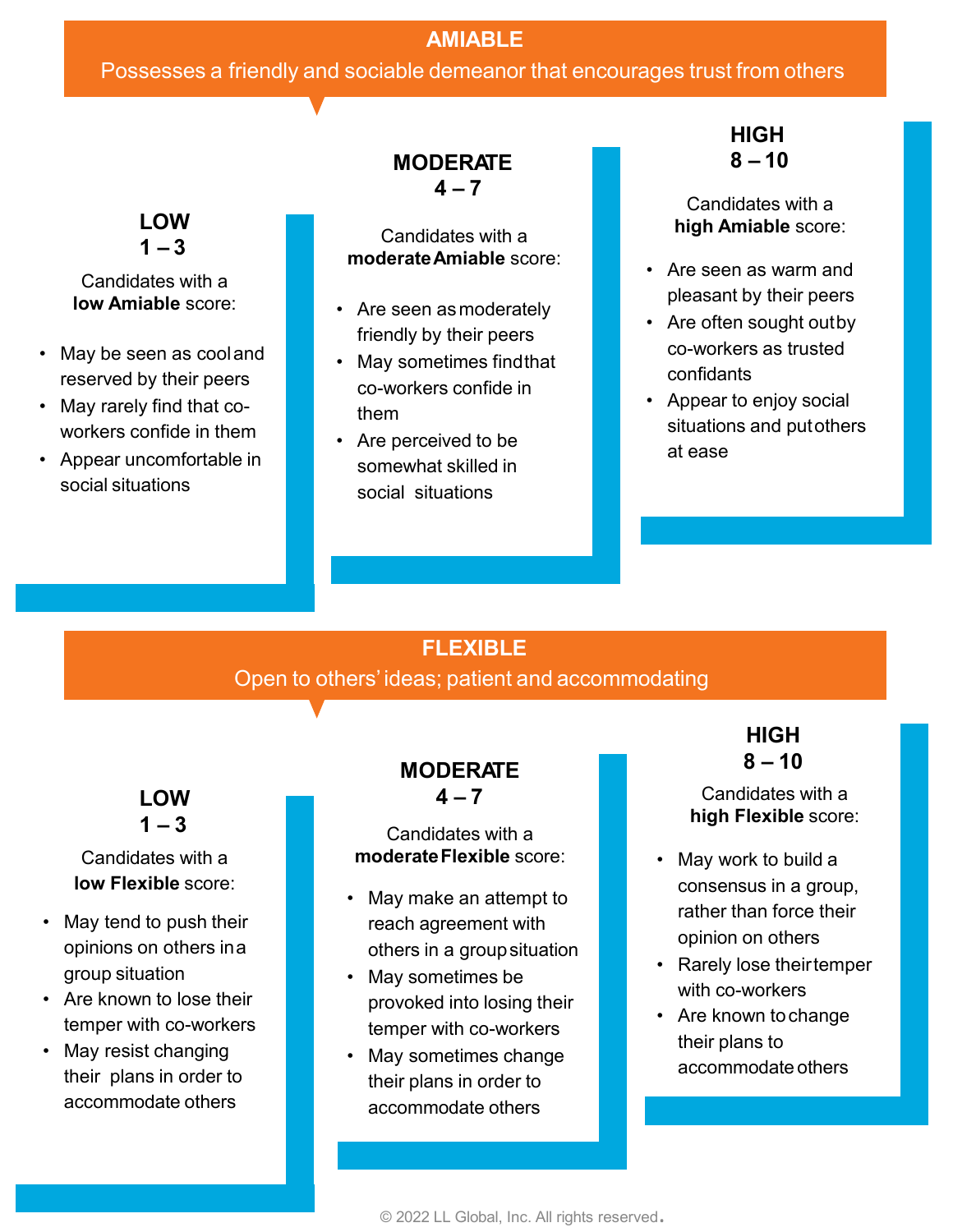## AMIABLE

Possesses a friendly and sociable demeanor that encourages trust from others

### LOW 1 – 3

Candidates with a **low Amiable** score:

- May be seen as cool and reserved by their peers
- May rarely find that co-workers confide in them
- Appear uncomfortable in social situations

### MODERATE 4 – 7

Candidates with a **moderate Amiable** score:

- Are seen as moderately friendly by their peers
- May sometimes find that co-workers confide in them
- Are perceived to be somewhat skilled in social situations

### HIGH 8 – 10

Candidates with a **high Amiable** score:

- Are seen as warm and pleasant by their peers
- Are often sought out by co-workers as trusted confidants
- Appear to enjoy social situations and put others at ease

## FLEXIBLE

Open to others' ideas; patient and accommodating

### LOW 1 – 3

Candidates with a **low Flexible** score:

- May tend to push their opinions on others in a group situation
- Are known to lose their temper with co-workers
- May resist changing their plans in order to accommodate others

### MODERATE 4 – 7

Candidates with a **moderate Flexible** score:

- May make an attempt to reach agreement with others in a group situation
- May sometimes be provoked into losing their temper with co-workers
- May sometimes change their plans in order to accommodate others

### HIGH 8 – 10

Candidates with a **high Flexible** score:

- May work to build a consensus in a group, rather than force their opinion on others
- Rarely lose their temper with co-workers
- Are known to change their plans to accommodate others

© 2022 LL Global, Inc. All rights reserved.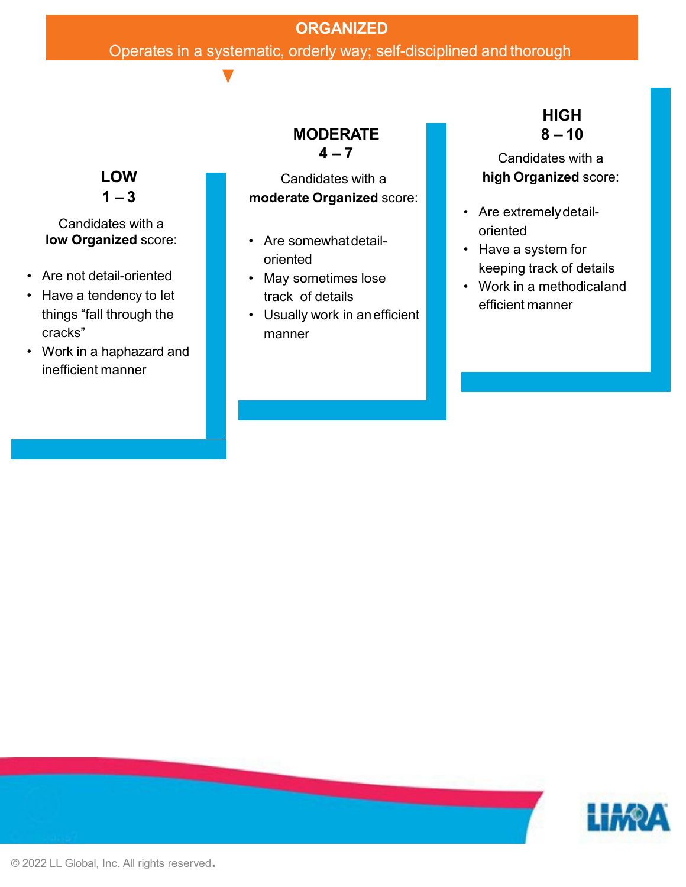## ORGANIZED

Operates in a systematic, orderly way; self-disciplined and thorough

### LOW
### 1 – 3

Candidates with a **low Organized** score:

- Are not detail-oriented
- Have a tendency to let things "fall through the cracks"
- Work in a haphazard and inefficient manner

### MODERATE
### 4 – 7

Candidates with a **moderate Organized** score:

- Are somewhat detail-oriented
- May sometimes lose track of details
- Usually work in an efficient manner

### HIGH
### 8 – 10

Candidates with a **high Organized** score:

- Are extremely detail-oriented
- Have a system for keeping track of details
- Work in a methodical and efficient manner

© 2022 LL Global, Inc. All rights reserved.